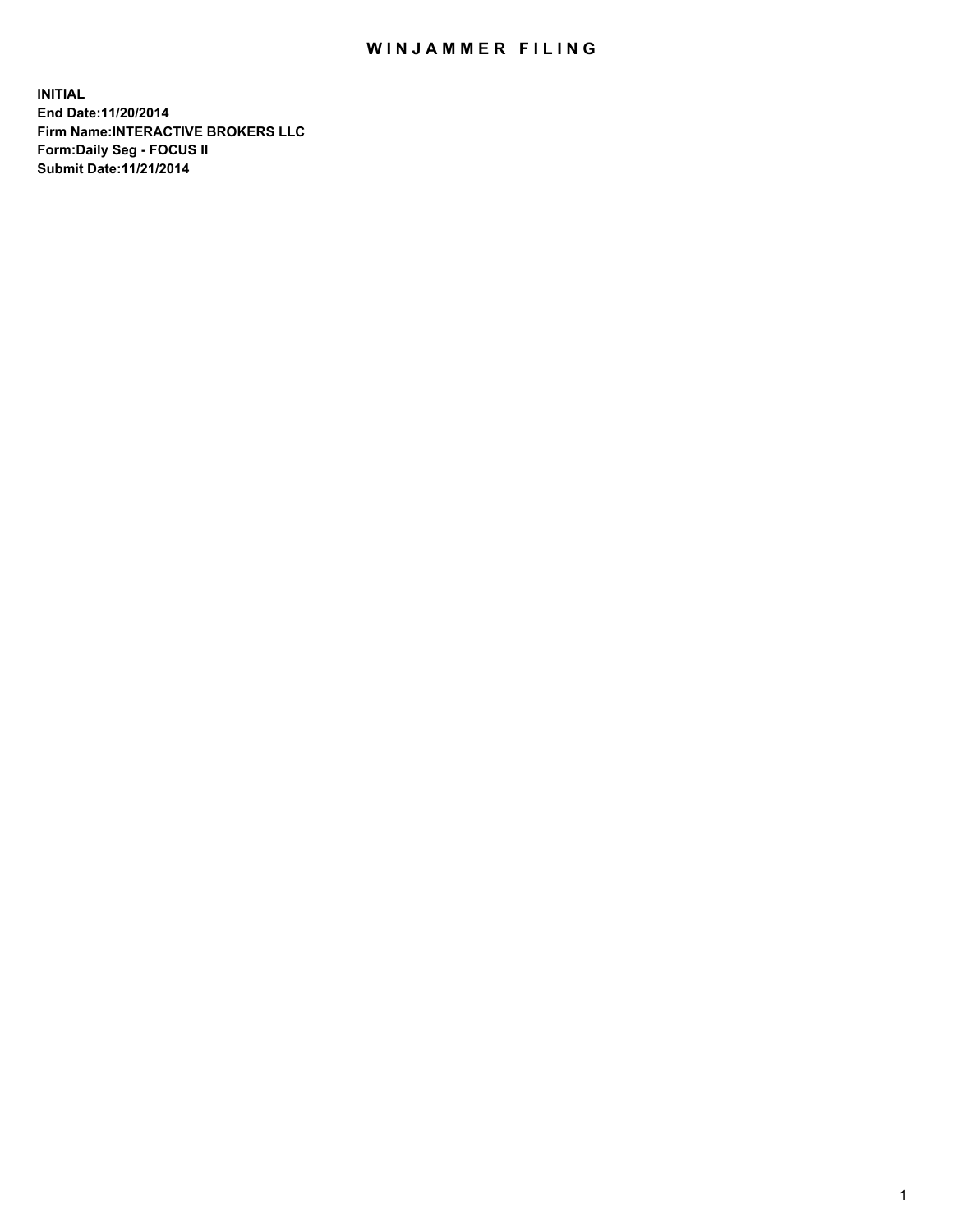# WINJAMMER FILING

**INITIAL**
**End Date:11/20/2014**
**Firm Name:INTERACTIVE BROKERS LLC**
**Form:Daily Seg - FOCUS II**
**Submit Date:11/21/2014**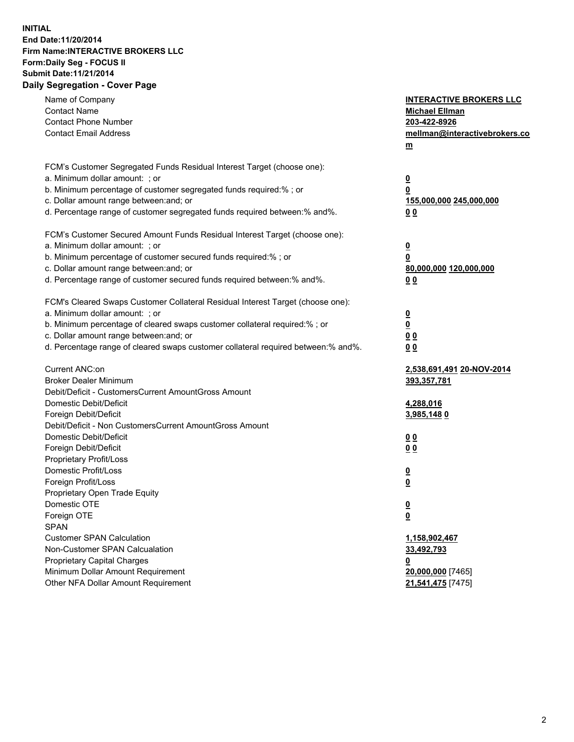**INITIAL**
**End Date:11/20/2014**
**Firm Name:INTERACTIVE BROKERS LLC**
**Form:Daily Seg - FOCUS II**
**Submit Date:11/21/2014**
**Daily Segregation - Cover Page**

| | |
|---|---|
| Name of Company | **INTERACTIVE BROKERS LLC** |
| Contact Name | **Michael Ellman** |
| Contact Phone Number | **203-422-8926** |
| Contact Email Address | **mellman@interactivebrokers.com** |
| | |
| FCM's Customer Segregated Funds Residual Interest Target (choose one): | |
| a. Minimum dollar amount: ; or | **0** |
| b. Minimum percentage of customer segregated funds required:% ; or | **0** |
| c. Dollar amount range between:and; or | **155,000,000 245,000,000** |
| d. Percentage range of customer segregated funds required between:% and%. | **0 0** |
| | |
| FCM's Customer Secured Amount Funds Residual Interest Target (choose one): | |
| a. Minimum dollar amount: ; or | **0** |
| b. Minimum percentage of customer secured funds required:% ; or | **0** |
| c. Dollar amount range between:and; or | **80,000,000 120,000,000** |
| d. Percentage range of customer secured funds required between:% and%. | **0 0** |
| | |
| FCM's Cleared Swaps Customer Collateral Residual Interest Target (choose one): | |
| a. Minimum dollar amount: ; or | **0** |
| b. Minimum percentage of cleared swaps customer collateral required:% ; or | **0** |
| c. Dollar amount range between:and; or | **0 0** |
| d. Percentage range of cleared swaps customer collateral required between:% and%. | **0 0** |
| | |
| Current ANC:on | **2,538,691,491 20-NOV-2014** |
| Broker Dealer Minimum | **393,357,781** |
| Debit/Deficit - CustomersCurrent AmountGross Amount | |
| Domestic Debit/Deficit | **4,288,016** |
| Foreign Debit/Deficit | **3,985,148 0** |
| Debit/Deficit - Non CustomersCurrent AmountGross Amount | |
| Domestic Debit/Deficit | **0 0** |
| Foreign Debit/Deficit | **0 0** |
| Proprietary Profit/Loss | |
| Domestic Profit/Loss | **0** |
| Foreign Profit/Loss | **0** |
| Proprietary Open Trade Equity | |
| Domestic OTE | **0** |
| Foreign OTE | **0** |
| SPAN | |
| Customer SPAN Calculation | **1,158,902,467** |
| Non-Customer SPAN Calcualation | **33,492,793** |
| Proprietary Capital Charges | **0** |
| Minimum Dollar Amount Requirement | **20,000,000** [7465] |
| Other NFA Dollar Amount Requirement | **21,541,475** [7475] |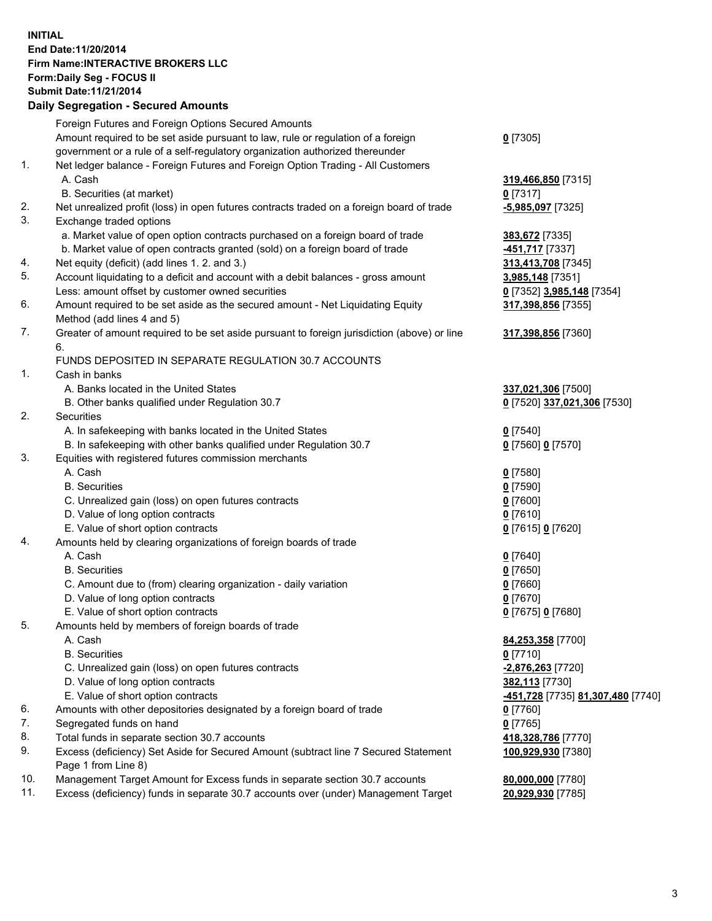**INITIAL**
**End Date:11/20/2014**
**Firm Name:INTERACTIVE BROKERS LLC**
**Form:Daily Seg - FOCUS II**
**Submit Date:11/21/2014**

## Daily Segregation - Secured Amounts

| | | |
|---|---|---|
| | Foreign Futures and Foreign Options Secured Amounts | |
| | Amount required to be set aside pursuant to law, rule or regulation of a foreign government or a rule of a self-regulatory organization authorized thereunder | **0** [7305] |
| 1. | Net ledger balance - Foreign Futures and Foreign Option Trading - All Customers | |
| | A. Cash | **319,466,850** [7315] |
| | B. Securities (at market) | **0** [7317] |
| 2. | Net unrealized profit (loss) in open futures contracts traded on a foreign board of trade | **-5,985,097** [7325] |
| 3. | Exchange traded options | |
| | a. Market value of open option contracts purchased on a foreign board of trade | **383,672** [7335] |
| | b. Market value of open contracts granted (sold) on a foreign board of trade | **-451,717** [7337] |
| 4. | Net equity (deficit) (add lines 1. 2. and 3.) | **313,413,708** [7345] |
| 5. | Account liquidating to a deficit and account with a debit balances - gross amount | **3,985,148** [7351] |
| | Less: amount offset by customer owned securities | **0** [7352] **3,985,148** [7354] |
| 6. | Amount required to be set aside as the secured amount - Net Liquidating Equity Method (add lines 4 and 5) | **317,398,856** [7355] |
| 7. | Greater of amount required to be set aside pursuant to foreign jurisdiction (above) or line 6. | **317,398,856** [7360] |
| | FUNDS DEPOSITED IN SEPARATE REGULATION 30.7 ACCOUNTS | |
| 1. | Cash in banks | |
| | A. Banks located in the United States | **337,021,306** [7500] |
| | B. Other banks qualified under Regulation 30.7 | **0** [7520] **337,021,306** [7530] |
| 2. | Securities | |
| | A. In safekeeping with banks located in the United States | **0** [7540] |
| | B. In safekeeping with other banks qualified under Regulation 30.7 | **0** [7560] **0** [7570] |
| 3. | Equities with registered futures commission merchants | |
| | A. Cash | **0** [7580] |
| | B. Securities | **0** [7590] |
| | C. Unrealized gain (loss) on open futures contracts | **0** [7600] |
| | D. Value of long option contracts | **0** [7610] |
| | E. Value of short option contracts | **0** [7615] **0** [7620] |
| 4. | Amounts held by clearing organizations of foreign boards of trade | |
| | A. Cash | **0** [7640] |
| | B. Securities | **0** [7650] |
| | C. Amount due to (from) clearing organization - daily variation | **0** [7660] |
| | D. Value of long option contracts | **0** [7670] |
| | E. Value of short option contracts | **0** [7675] **0** [7680] |
| 5. | Amounts held by members of foreign boards of trade | |
| | A. Cash | **84,253,358** [7700] |
| | B. Securities | **0** [7710] |
| | C. Unrealized gain (loss) on open futures contracts | **-2,876,263** [7720] |
| | D. Value of long option contracts | **382,113** [7730] |
| | E. Value of short option contracts | **-451,728** [7735] **81,307,480** [7740] |
| 6. | Amounts with other depositories designated by a foreign board of trade | **0** [7760] |
| 7. | Segregated funds on hand | **0** [7765] |
| 8. | Total funds in separate section 30.7 accounts | **418,328,786** [7770] |
| 9. | Excess (deficiency) Set Aside for Secured Amount (subtract line 7 Secured Statement Page 1 from Line 8) | **100,929,930** [7380] |
| 10. | Management Target Amount for Excess funds in separate section 30.7 accounts | **80,000,000** [7780] |
| 11. | Excess (deficiency) funds in separate 30.7 accounts over (under) Management Target | **20,929,930** [7785] |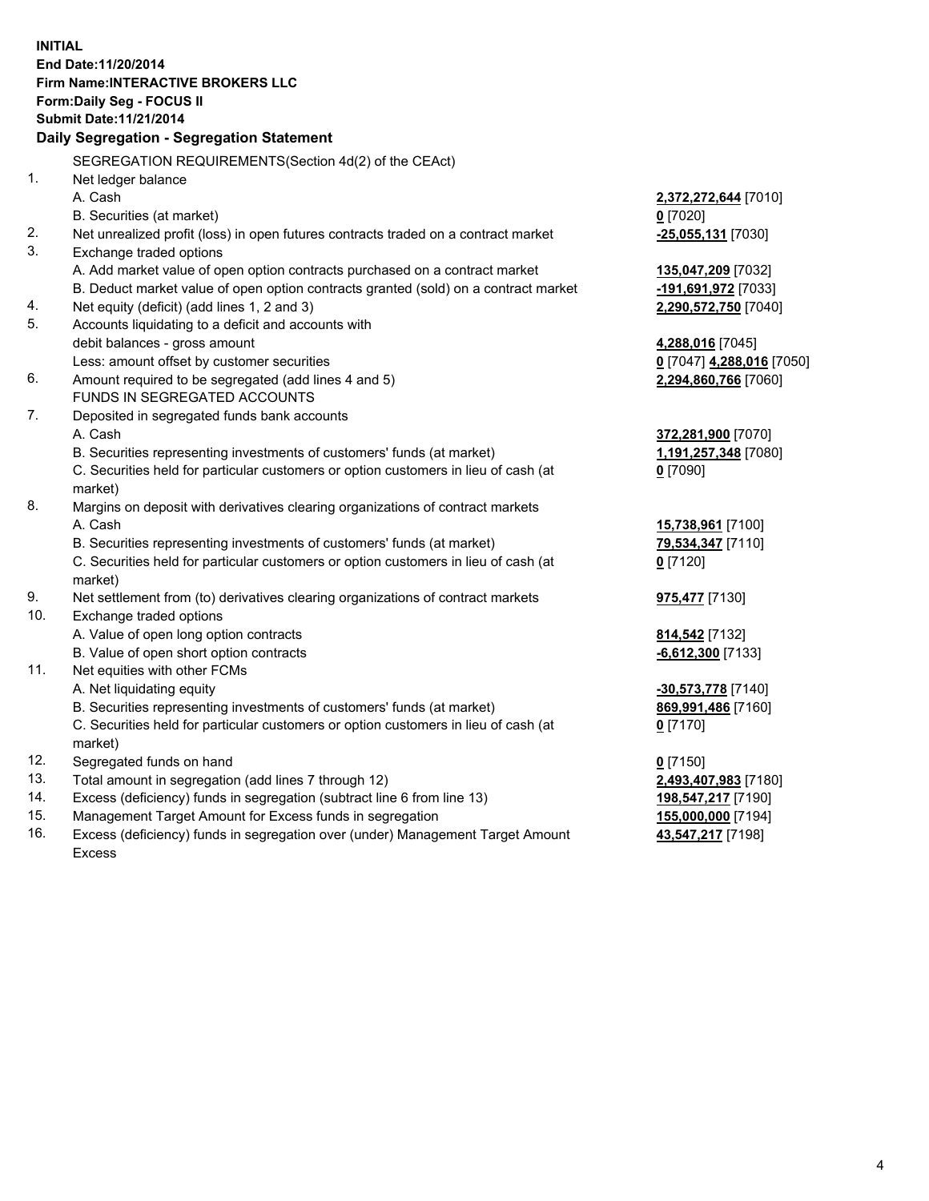**INITIAL**
**End Date:11/20/2014**
**Firm Name:INTERACTIVE BROKERS LLC**
**Form:Daily Seg - FOCUS II**
**Submit Date:11/21/2014**

## Daily Segregation - Segregation Statement

SEGREGATION REQUIREMENTS(Section 4d(2) of the CEAct)

| | | |
|---|---|---|
| 1. | Net ledger balance | |
| | A. Cash | **2,372,272,644** [7010] |
| | B. Securities (at market) | **0** [7020] |
| 2. | Net unrealized profit (loss) in open futures contracts traded on a contract market | **-25,055,131** [7030] |
| 3. | Exchange traded options | |
| | A. Add market value of open option contracts purchased on a contract market | **135,047,209** [7032] |
| | B. Deduct market value of open option contracts granted (sold) on a contract market | **-191,691,972** [7033] |
| 4. | Net equity (deficit) (add lines 1, 2 and 3) | **2,290,572,750** [7040] |
| 5. | Accounts liquidating to a deficit and accounts with debit balances - gross amount | **4,288,016** [7045] |
| | Less: amount offset by customer securities | **0** [7047] **4,288,016** [7050] |
| 6. | Amount required to be segregated (add lines 4 and 5) | **2,294,860,766** [7060] |
| | FUNDS IN SEGREGATED ACCOUNTS | |
| 7. | Deposited in segregated funds bank accounts | |
| | A. Cash | **372,281,900** [7070] |
| | B. Securities representing investments of customers' funds (at market) | **1,191,257,348** [7080] |
| | C. Securities held for particular customers or option customers in lieu of cash (at market) | **0** [7090] |
| 8. | Margins on deposit with derivatives clearing organizations of contract markets | |
| | A. Cash | **15,738,961** [7100] |
| | B. Securities representing investments of customers' funds (at market) | **79,534,347** [7110] |
| | C. Securities held for particular customers or option customers in lieu of cash (at market) | **0** [7120] |
| 9. | Net settlement from (to) derivatives clearing organizations of contract markets | **975,477** [7130] |
| 10. | Exchange traded options | |
| | A. Value of open long option contracts | **814,542** [7132] |
| | B. Value of open short option contracts | **-6,612,300** [7133] |
| 11. | Net equities with other FCMs | |
| | A. Net liquidating equity | **-30,573,778** [7140] |
| | B. Securities representing investments of customers' funds (at market) | **869,991,486** [7160] |
| | C. Securities held for particular customers or option customers in lieu of cash (at market) | **0** [7170] |
| 12. | Segregated funds on hand | **0** [7150] |
| 13. | Total amount in segregation (add lines 7 through 12) | **2,493,407,983** [7180] |
| 14. | Excess (deficiency) funds in segregation (subtract line 6 from line 13) | **198,547,217** [7190] |
| 15. | Management Target Amount for Excess funds in segregation | **155,000,000** [7194] |
| 16. | Excess (deficiency) funds in segregation over (under) Management Target Amount Excess | **43,547,217** [7198] |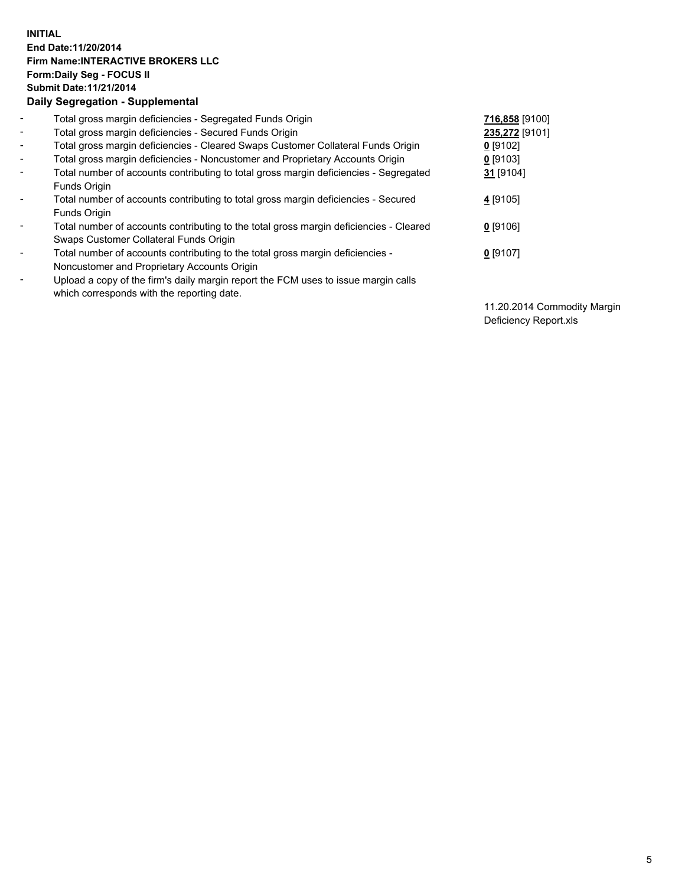**INITIAL**
**End Date:11/20/2014**
**Firm Name:INTERACTIVE BROKERS LLC**
**Form:Daily Seg - FOCUS II**
**Submit Date:11/21/2014**

**Daily Segregation - Supplemental**

| | | |
|---|---|---|
| - | Total gross margin deficiencies - Segregated Funds Origin | **716,858** [9100] |
| - | Total gross margin deficiencies - Secured Funds Origin | **235,272** [9101] |
| - | Total gross margin deficiencies - Cleared Swaps Customer Collateral Funds Origin | **0** [9102] |
| - | Total gross margin deficiencies - Noncustomer and Proprietary Accounts Origin | **0** [9103] |
| - | Total number of accounts contributing to total gross margin deficiencies - Segregated Funds Origin | **31** [9104] |
| - | Total number of accounts contributing to total gross margin deficiencies - Secured Funds Origin | **4** [9105] |
| - | Total number of accounts contributing to the total gross margin deficiencies - Cleared Swaps Customer Collateral Funds Origin | **0** [9106] |
| - | Total number of accounts contributing to the total gross margin deficiencies - Noncustomer and Proprietary Accounts Origin | **0** [9107] |
| - | Upload a copy of the firm's daily margin report the FCM uses to issue margin calls which corresponds with the reporting date. | 11.20.2014 Commodity Margin Deficiency Report.xls |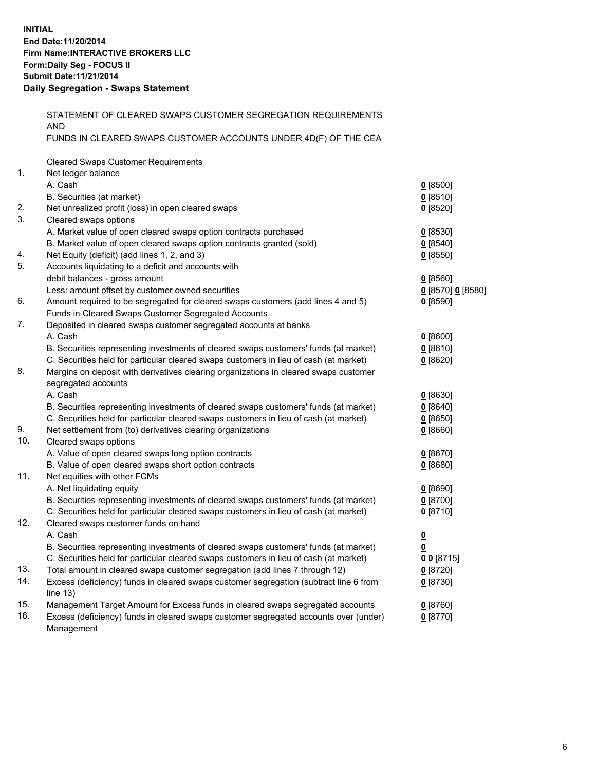**INITIAL**
**End Date:11/20/2014**
**Firm Name:INTERACTIVE BROKERS LLC**
**Form:Daily Seg - FOCUS II**
**Submit Date:11/21/2014**
**Daily Segregation - Swaps Statement**

STATEMENT OF CLEARED SWAPS CUSTOMER SEGREGATION REQUIREMENTS
AND
FUNDS IN CLEARED SWAPS CUSTOMER ACCOUNTS UNDER 4D(F) OF THE CEA

| | | |
|---|---|---|
| | Cleared Swaps Customer Requirements | |
| 1. | Net ledger balance | |
| | A. Cash | 0 [8500] |
| | B. Securities (at market) | 0 [8510] |
| 2. | Net unrealized profit (loss) in open cleared swaps | 0 [8520] |
| 3. | Cleared swaps options | |
| | A. Market value of open cleared swaps option contracts purchased | 0 [8530] |
| | B. Market value of open cleared swaps option contracts granted (sold) | 0 [8540] |
| 4. | Net Equity (deficit) (add lines 1, 2, and 3) | 0 [8550] |
| 5. | Accounts liquidating to a deficit and accounts with debit balances - gross amount | 0 [8560] |
| | Less: amount offset by customer owned securities | 0 [8570] 0 [8580] |
| 6. | Amount required to be segregated for cleared swaps customers (add lines 4 and 5) | 0 [8590] |
| | Funds in Cleared Swaps Customer Segregated Accounts | |
| 7. | Deposited in cleared swaps customer segregated accounts at banks | |
| | A. Cash | 0 [8600] |
| | B. Securities representing investments of cleared swaps customers' funds (at market) | 0 [8610] |
| | C. Securities held for particular cleared swaps customers in lieu of cash (at market) | 0 [8620] |
| 8. | Margins on deposit with derivatives clearing organizations in cleared swaps customer segregated accounts | |
| | A. Cash | 0 [8630] |
| | B. Securities representing investments of cleared swaps customers' funds (at market) | 0 [8640] |
| | C. Securities held for particular cleared swaps customers in lieu of cash (at market) | 0 [8650] |
| 9. | Net settlement from (to) derivatives clearing organizations | 0 [8660] |
| 10. | Cleared swaps options | |
| | A. Value of open cleared swaps long option contracts | 0 [8670] |
| | B. Value of open cleared swaps short option contracts | 0 [8680] |
| 11. | Net equities with other FCMs | |
| | A. Net liquidating equity | 0 [8690] |
| | B. Securities representing investments of cleared swaps customers' funds (at market) | 0 [8700] |
| | C. Securities held for particular cleared swaps customers in lieu of cash (at market) | 0 [8710] |
| 12. | Cleared swaps customer funds on hand | |
| | A. Cash | 0 |
| | B. Securities representing investments of cleared swaps customers' funds (at market) | 0 |
| | C. Securities held for particular cleared swaps customers in lieu of cash (at market) | 0 0 [8715] |
| 13. | Total amount in cleared swaps customer segregation (add lines 7 through 12) | 0 [8720] |
| 14. | Excess (deficiency) funds in cleared swaps customer segregation (subtract line 6 from line 13) | 0 [8730] |
| 15. | Management Target Amount for Excess funds in cleared swaps segregated accounts | 0 [8760] |
| 16. | Excess (deficiency) funds in cleared swaps customer segregated accounts over (under) Management | 0 [8770] |